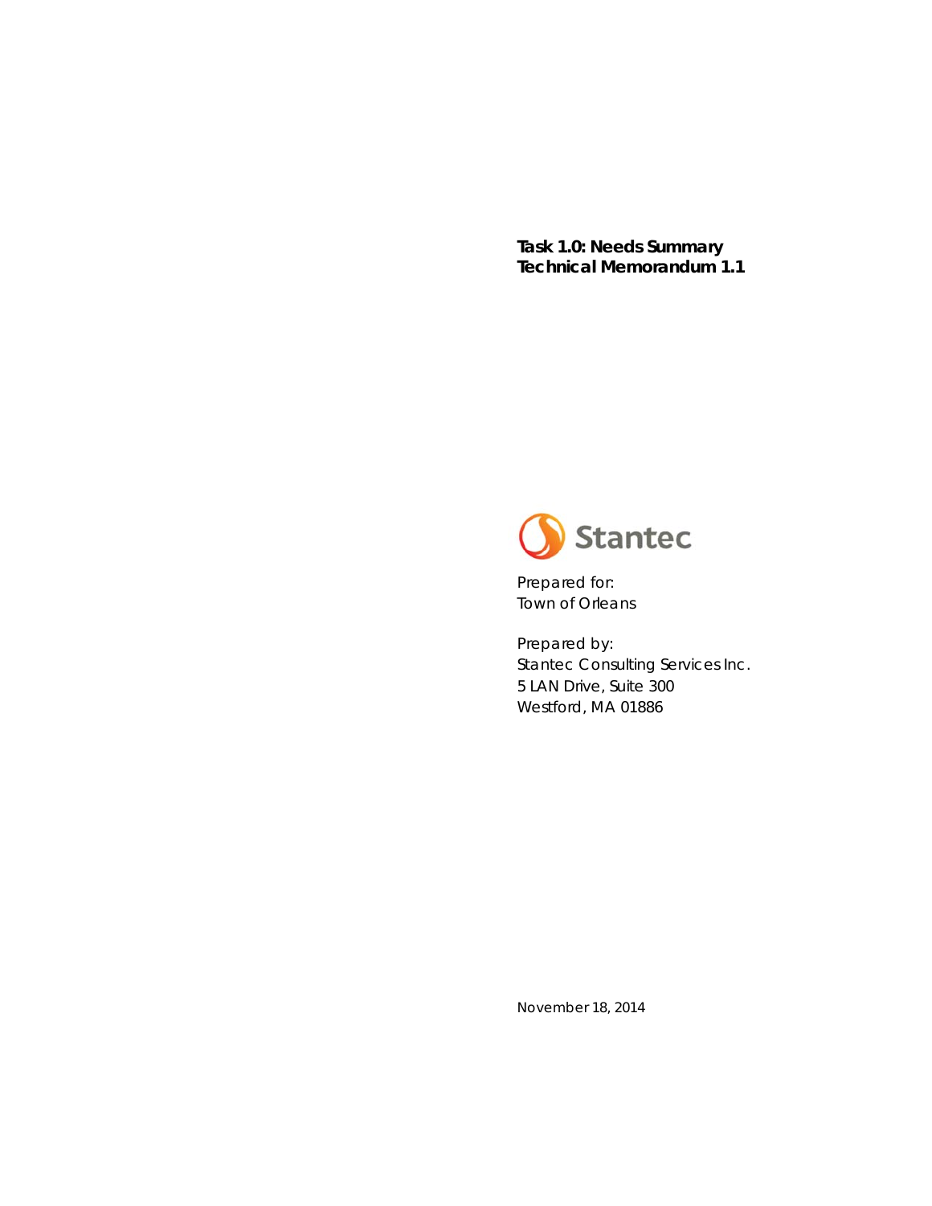**Task 1.0: Needs Summary**
**Technical Memorandum 1.1**

Stantec

Prepared for:
Town of Orleans

Prepared by:
Stantec Consulting Services Inc.
5 LAN Drive, Suite 300
Westford, MA 01886

November 18, 2014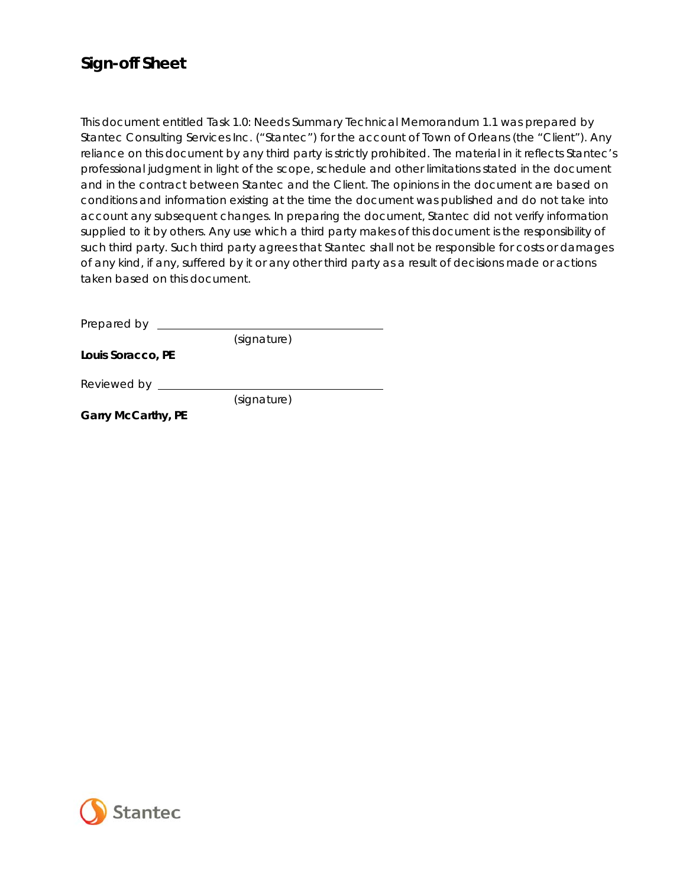# Sign-off Sheet

This document entitled Task 1.0: Needs Summary Technical Memorandum 1.1 was prepared by Stantec Consulting Services Inc. ("Stantec") for the account of Town of Orleans (the "Client"). Any reliance on this document by any third party is strictly prohibited. The material in it reflects Stantec's professional judgment in light of the scope, schedule and other limitations stated in the document and in the contract between Stantec and the Client. The opinions in the document are based on conditions and information existing at the time the document was published and do not take into account any subsequent changes. In preparing the document, Stantec did not verify information supplied to it by others. Any use which a third party makes of this document is the responsibility of such third party. Such third party agrees that Stantec shall not be responsible for costs or damages of any kind, if any, suffered by it or any other third party as a result of decisions made or actions taken based on this document.

Prepared by \_\_\_\_\_\_\_\_\_\_\_\_\_\_\_\_\_\_\_\_\_\_\_\_\_\_\_\_\_\_\_\_\_\_
(signature)

**Louis Soracco, PE**

Reviewed by \_\_\_\_\_\_\_\_\_\_\_\_\_\_\_\_\_\_\_\_\_\_\_\_\_\_\_\_\_\_\_\_\_\_
(signature)

**Garry McCarthy, PE**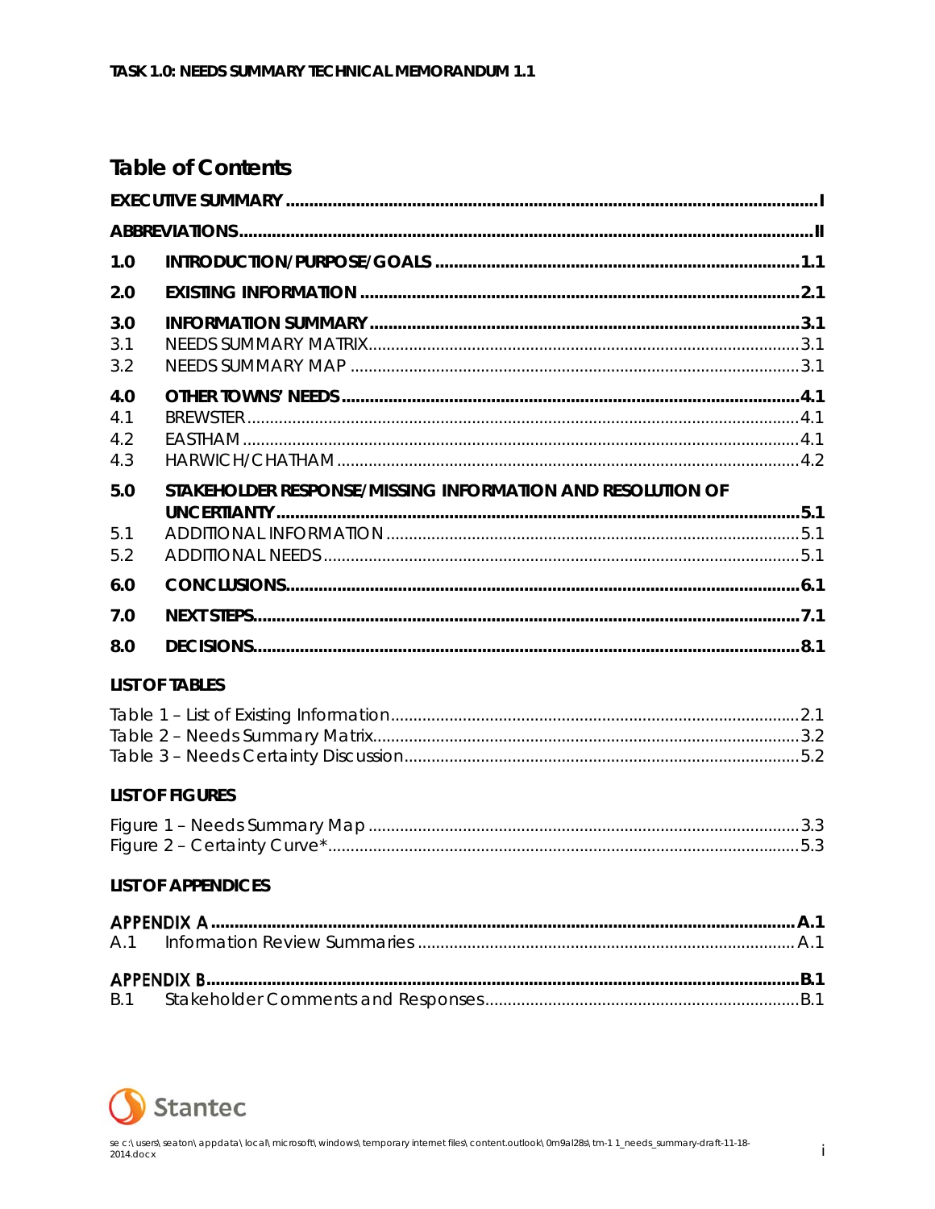# Table of Contents

| | | |
|---|---|---|
| **EXECUTIVE SUMMARY** | | **I** |
| **ABBREVIATIONS** | | **II** |
| **1.0** | **INTRODUCTION/PURPOSE/GOALS** | **1.1** |
| **2.0** | **EXISTING INFORMATION** | **2.1** |
| **3.0** | **INFORMATION SUMMARY** | **3.1** |
| 3.1 | NEEDS SUMMARY MATRIX | 3.1 |
| 3.2 | NEEDS SUMMARY MAP | 3.1 |
| **4.0** | **OTHER TOWNS' NEEDS** | **4.1** |
| 4.1 | BREWSTER | 4.1 |
| 4.2 | EASTHAM | 4.1 |
| 4.3 | HARWICH/CHATHAM | 4.2 |
| **5.0** | **STAKEHOLDER RESPONSE/MISSING INFORMATION AND RESOLUTION OF UNCERTIANTY** | **5.1** |
| 5.1 | ADDITIONAL INFORMATION | 5.1 |
| 5.2 | ADDITIONAL NEEDS | 5.1 |
| **6.0** | **CONCLUSIONS** | **6.1** |
| **7.0** | **NEXT STEPS** | **7.1** |
| **8.0** | **DECISIONS** | **8.1** |

## LIST OF TABLES

| | |
|---|---|
| Table 1 – List of Existing Information | 2.1 |
| Table 2 – Needs Summary Matrix | 3.2 |
| Table 3 – Needs Certainty Discussion | 5.2 |

## LIST OF FIGURES

| | |
|---|---|
| Figure 1 – Needs Summary Map | 3.3 |
| Figure 2 – Certainty Curve* | 5.3 |

## LIST OF APPENDICES

| | | |
|---|---|---|
| **APPENDIX A** | | **A.1** |
| A.1 | Information Review Summaries | A.1 |
| **APPENDIX B** | | **B.1** |
| B.1 | Stakeholder Comments and Responses | B.1 |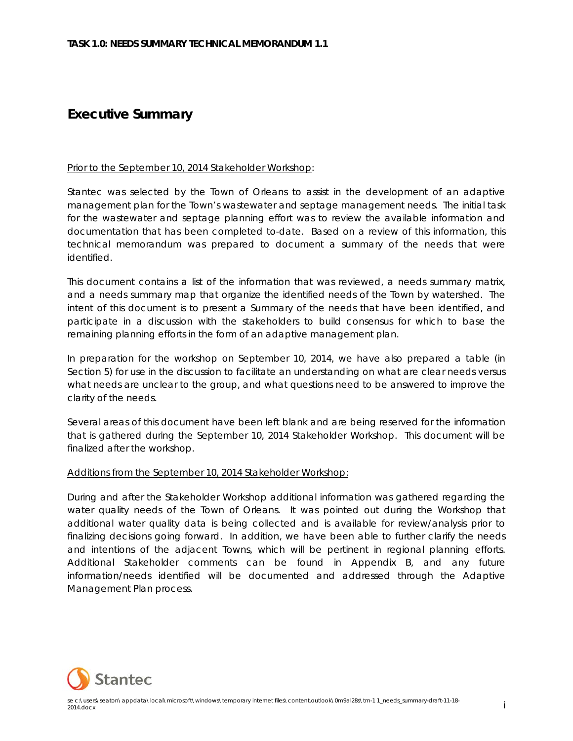# Executive Summary

Prior to the September 10, 2014 Stakeholder Workshop:

Stantec was selected by the Town of Orleans to assist in the development of an adaptive management plan for the Town's wastewater and septage management needs. The initial task for the wastewater and septage planning effort was to review the available information and documentation that has been completed to-date. Based on a review of this information, this technical memorandum was prepared to document a summary of the needs that were identified.

This document contains a list of the information that was reviewed, a needs summary matrix, and a needs summary map that organize the identified needs of the Town by watershed. The intent of this document is to present a Summary of the needs that have been identified, and participate in a discussion with the stakeholders to build consensus for which to base the remaining planning efforts in the form of an adaptive management plan.

In preparation for the workshop on September 10, 2014, we have also prepared a table (in Section 5) for use in the discussion to facilitate an understanding on what are clear needs versus what needs are unclear to the group, and what questions need to be answered to improve the clarity of the needs.

Several areas of this document have been left blank and are being reserved for the information that is gathered during the September 10, 2014 Stakeholder Workshop. This document will be finalized after the workshop.

Additions from the September 10, 2014 Stakeholder Workshop:

During and after the Stakeholder Workshop additional information was gathered regarding the water quality needs of the Town of Orleans. It was pointed out during the Workshop that additional water quality data is being collected and is available for review/analysis prior to finalizing decisions going forward. In addition, we have been able to further clarify the needs and intentions of the adjacent Towns, which will be pertinent in regional planning efforts. Additional Stakeholder comments can be found in Appendix B, and any future information/needs identified will be documented and addressed through the Adaptive Management Plan process.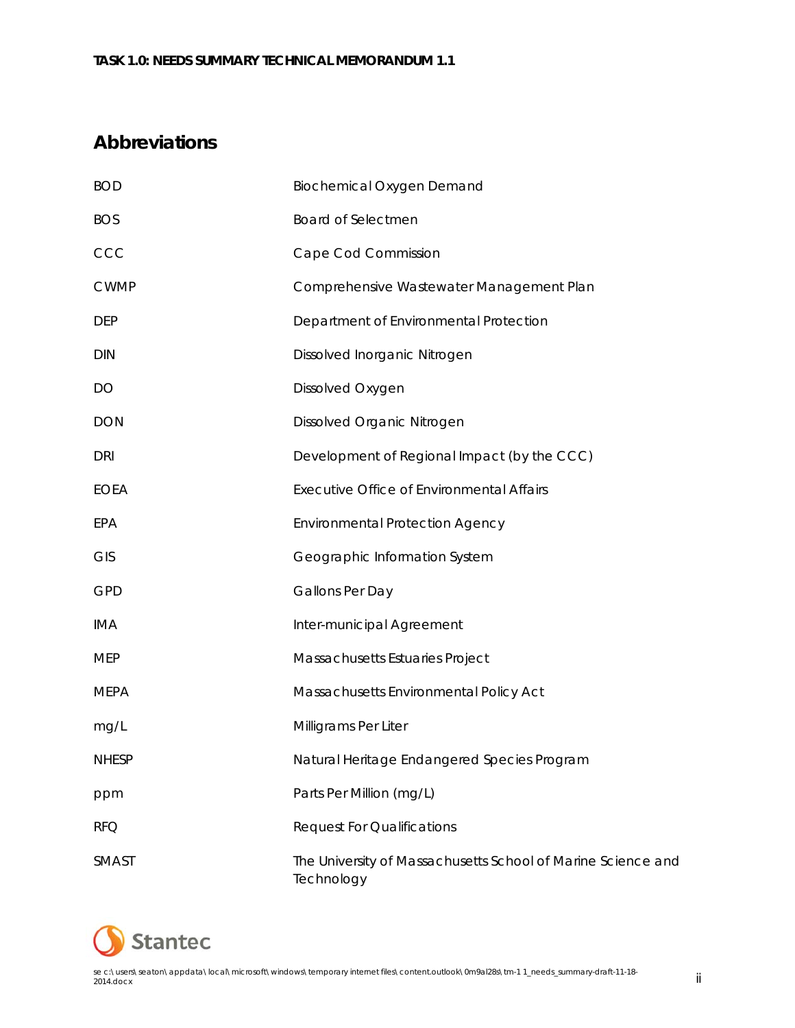## Abbreviations

| | |
|---|---|
| BOD | Biochemical Oxygen Demand |
| BOS | Board of Selectmen |
| CCC | Cape Cod Commission |
| CWMP | Comprehensive Wastewater Management Plan |
| DEP | Department of Environmental Protection |
| DIN | Dissolved Inorganic Nitrogen |
| DO | Dissolved Oxygen |
| DON | Dissolved Organic Nitrogen |
| DRI | Development of Regional Impact (by the CCC) |
| EOEA | Executive Office of Environmental Affairs |
| EPA | Environmental Protection Agency |
| GIS | Geographic Information System |
| GPD | Gallons Per Day |
| IMA | Inter-municipal Agreement |
| MEP | Massachusetts Estuaries Project |
| MEPA | Massachusetts Environmental Policy Act |
| mg/L | Milligrams Per Liter |
| NHESP | Natural Heritage Endangered Species Program |
| ppm | Parts Per Million (mg/L) |
| RFQ | Request For Qualifications |
| SMAST | The University of Massachusetts School of Marine Science and Technology |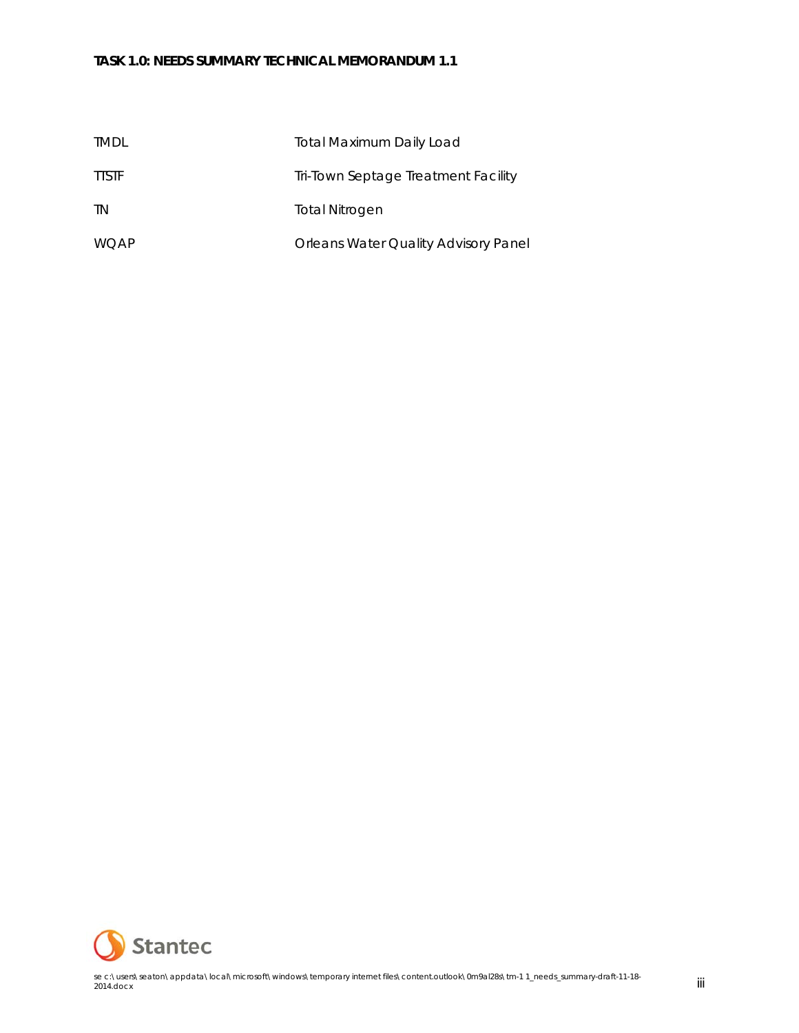| | |
|---|---|
| TMDL | Total Maximum Daily Load |
| TTSTF | Tri-Town Septage Treatment Facility |
| TN | Total Nitrogen |
| WQAP | Orleans Water Quality Advisory Panel |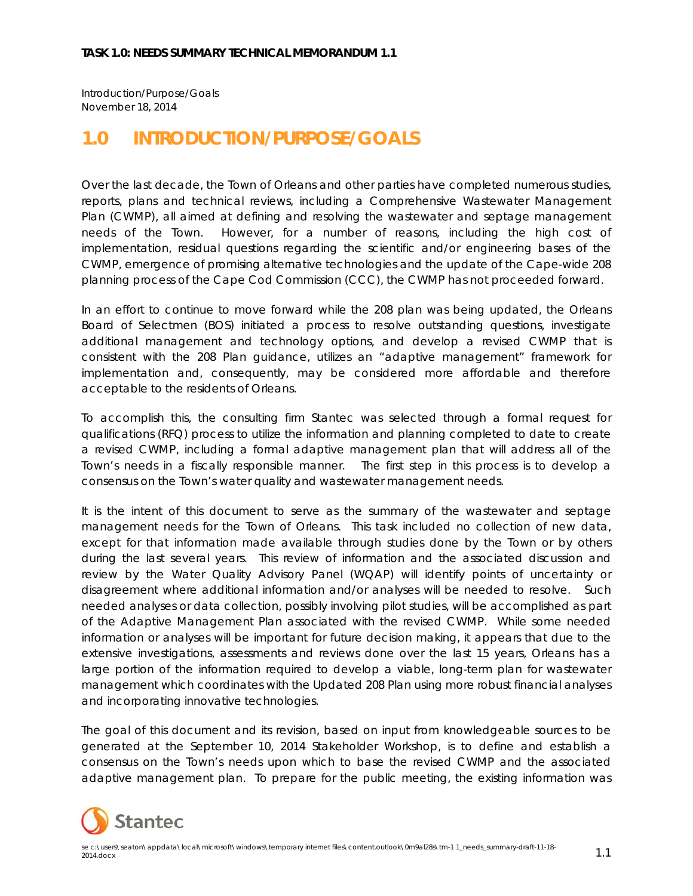# 1.0 INTRODUCTION/PURPOSE/GOALS

Over the last decade, the Town of Orleans and other parties have completed numerous studies, reports, plans and technical reviews, including a Comprehensive Wastewater Management Plan (CWMP), all aimed at defining and resolving the wastewater and septage management needs of the Town. However, for a number of reasons, including the high cost of implementation, residual questions regarding the scientific and/or engineering bases of the CWMP, emergence of promising alternative technologies and the update of the Cape-wide 208 planning process of the Cape Cod Commission (CCC), the CWMP has not proceeded forward.

In an effort to continue to move forward while the 208 plan was being updated, the Orleans Board of Selectmen (BOS) initiated a process to resolve outstanding questions, investigate additional management and technology options, and develop a revised CWMP that is consistent with the 208 Plan guidance, utilizes an "adaptive management" framework for implementation and, consequently, may be considered more affordable and therefore acceptable to the residents of Orleans.

To accomplish this, the consulting firm Stantec was selected through a formal request for qualifications (RFQ) process to utilize the information and planning completed to date to create a revised CWMP, including a formal adaptive management plan that will address all of the Town's needs in a fiscally responsible manner. The first step in this process is to develop a consensus on the Town's water quality and wastewater management needs.

It is the intent of this document to serve as the summary of the wastewater and septage management needs for the Town of Orleans. This task included no collection of new data, except for that information made available through studies done by the Town or by others during the last several years. This review of information and the associated discussion and review by the Water Quality Advisory Panel (WQAP) will identify points of uncertainty or disagreement where additional information and/or analyses will be needed to resolve. Such needed analyses or data collection, possibly involving pilot studies, will be accomplished as part of the Adaptive Management Plan associated with the revised CWMP. While some needed information or analyses will be important for future decision making, it appears that due to the extensive investigations, assessments and reviews done over the last 15 years, Orleans has a large portion of the information required to develop a viable, long-term plan for wastewater management which coordinates with the Updated 208 Plan using more robust financial analyses and incorporating innovative technologies.

The goal of this document and its revision, based on input from knowledgeable sources to be generated at the September 10, 2014 Stakeholder Workshop, is to define and establish a consensus on the Town's needs upon which to base the revised CWMP and the associated adaptive management plan. To prepare for the public meeting, the existing information was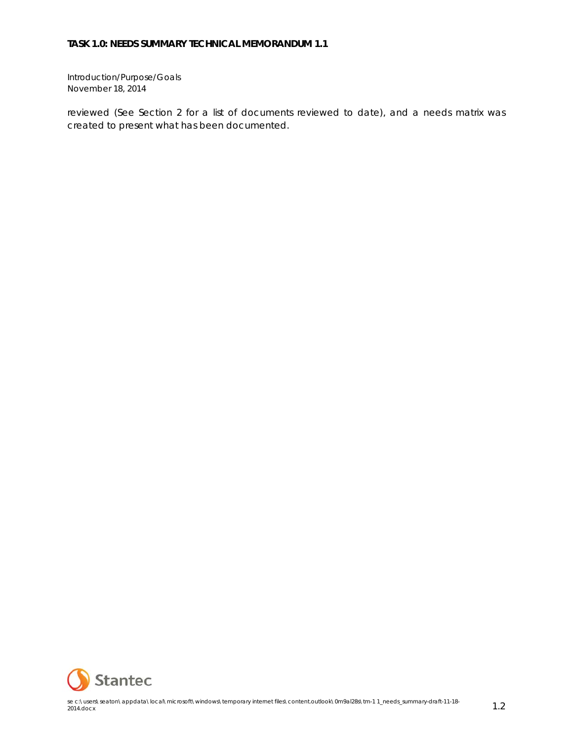reviewed (See Section 2 for a list of documents reviewed to date), and a needs matrix was created to present what has been documented.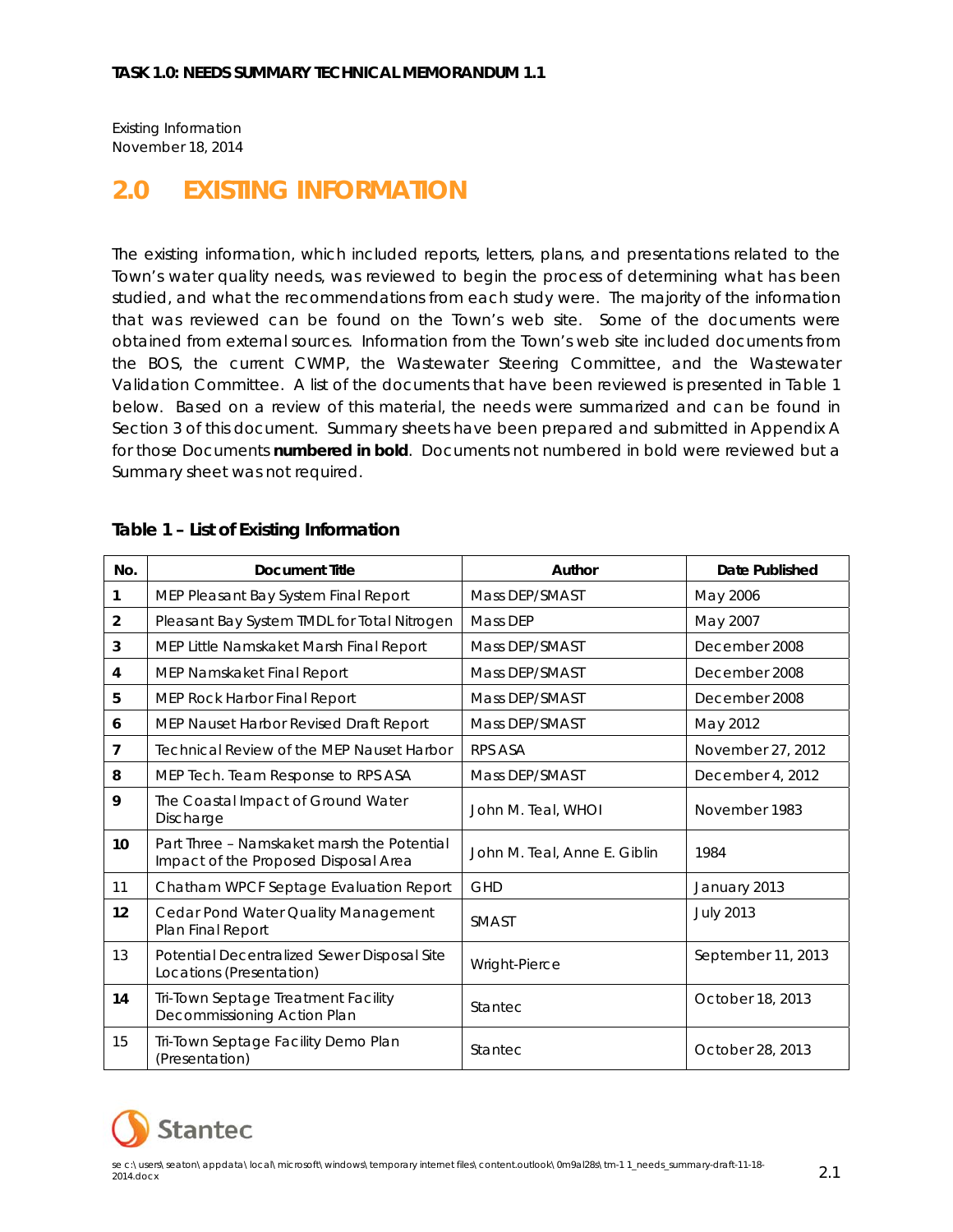## 2.0 EXISTING INFORMATION

The existing information, which included reports, letters, plans, and presentations related to the Town's water quality needs, was reviewed to begin the process of determining what has been studied, and what the recommendations from each study were. The majority of the information that was reviewed can be found on the Town's web site. Some of the documents were obtained from external sources. Information from the Town's web site included documents from the BOS, the current CWMP, the Wastewater Steering Committee, and the Wastewater Validation Committee. A list of the documents that have been reviewed is presented in Table 1 below. Based on a review of this material, the needs were summarized and can be found in Section 3 of this document. Summary sheets have been prepared and submitted in Appendix A for those Documents **numbered in bold**. Documents not numbered in bold were reviewed but a Summary sheet was not required.

### Table 1 – List of Existing Information

| No. | Document Title | Author | Date Published |
|---|---|---|---|
| **1** | MEP Pleasant Bay System Final Report | Mass DEP/SMAST | May 2006 |
| **2** | Pleasant Bay System TMDL for Total Nitrogen | Mass DEP | May 2007 |
| **3** | MEP Little Namskaket Marsh Final Report | Mass DEP/SMAST | December 2008 |
| **4** | MEP Namskaket Final Report | Mass DEP/SMAST | December 2008 |
| **5** | MEP Rock Harbor Final Report | Mass DEP/SMAST | December 2008 |
| **6** | MEP Nauset Harbor Revised Draft Report | Mass DEP/SMAST | May 2012 |
| **7** | Technical Review of the MEP Nauset Harbor | RPS ASA | November 27, 2012 |
| **8** | MEP Tech. Team Response to RPS ASA | Mass DEP/SMAST | December 4, 2012 |
| **9** | The Coastal Impact of Ground Water Discharge | John M. Teal, WHOI | November 1983 |
| **10** | Part Three – Namskaket marsh the Potential Impact of the Proposed Disposal Area | John M. Teal, Anne E. Giblin | 1984 |
| 11 | Chatham WPCF Septage Evaluation Report | GHD | January 2013 |
| **12** | Cedar Pond Water Quality Management Plan Final Report | SMAST | July 2013 |
| 13 | Potential Decentralized Sewer Disposal Site Locations (Presentation) | Wright-Pierce | September 11, 2013 |
| **14** | Tri-Town Septage Treatment Facility Decommissioning Action Plan | Stantec | October 18, 2013 |
| 15 | Tri-Town Septage Facility Demo Plan (Presentation) | Stantec | October 28, 2013 |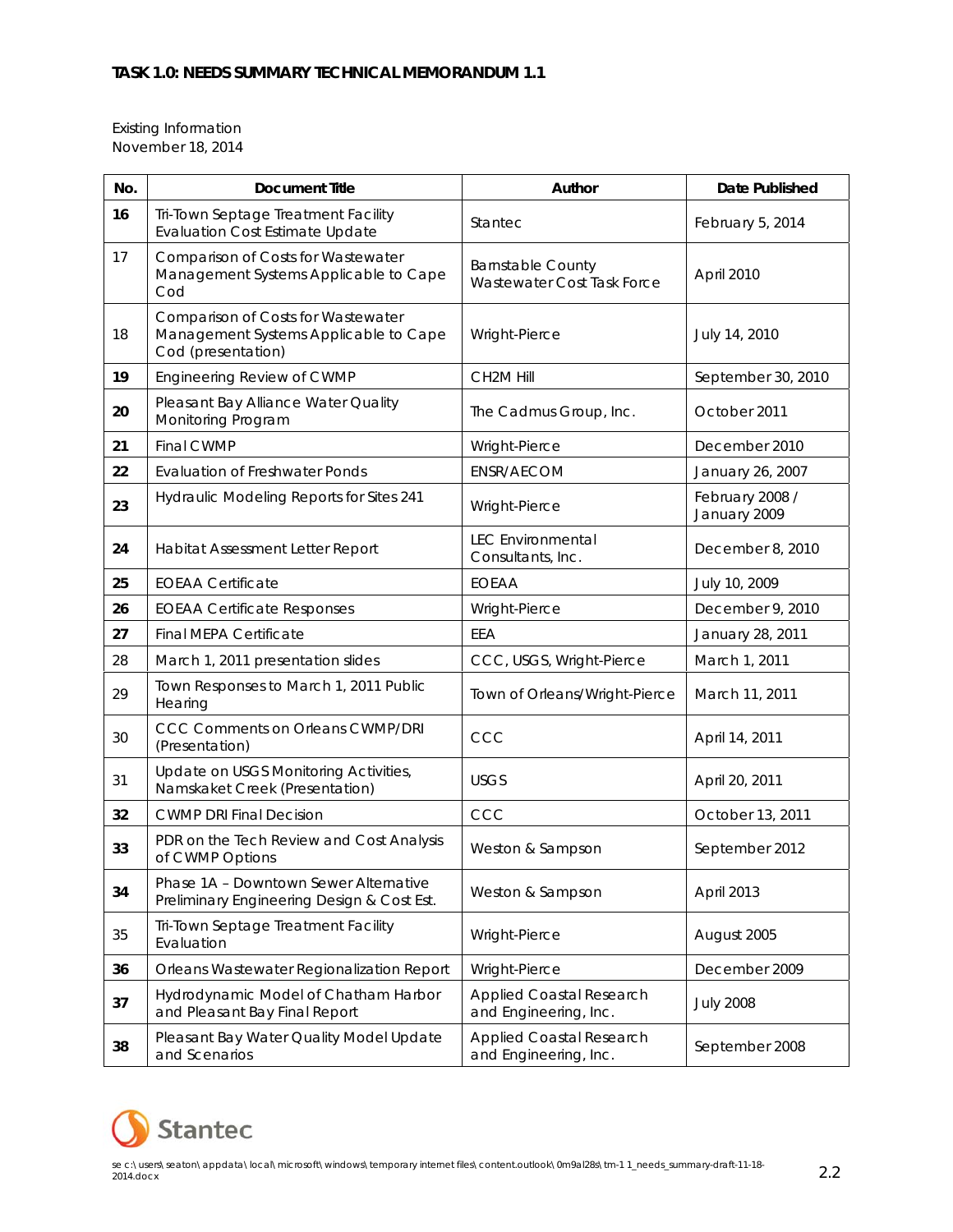**TASK 1.0: NEEDS SUMMARY TECHNICAL MEMORANDUM 1.1**

Existing Information
November 18, 2014

| No. | Document Title | Author | Date Published |
|---|---|---|---|
| **16** | Tri-Town Septage Treatment Facility Evaluation Cost Estimate Update | Stantec | February 5, 2014 |
| 17 | Comparison of Costs for Wastewater Management Systems Applicable to Cape Cod | Barnstable County Wastewater Cost Task Force | April 2010 |
| 18 | Comparison of Costs for Wastewater Management Systems Applicable to Cape Cod (presentation) | Wright-Pierce | July 14, 2010 |
| **19** | Engineering Review of CWMP | CH2M Hill | September 30, 2010 |
| **20** | Pleasant Bay Alliance Water Quality Monitoring Program | The Cadmus Group, Inc. | October 2011 |
| **21** | Final CWMP | Wright-Pierce | December 2010 |
| **22** | Evaluation of Freshwater Ponds | ENSR/AECOM | January 26, 2007 |
| **23** | Hydraulic Modeling Reports for Sites 241 | Wright-Pierce | February 2008 / January 2009 |
| **24** | Habitat Assessment Letter Report | LEC Environmental Consultants, Inc. | December 8, 2010 |
| **25** | EOEAA Certificate | EOEAA | July 10, 2009 |
| **26** | EOEAA Certificate Responses | Wright-Pierce | December 9, 2010 |
| **27** | Final MEPA Certificate | EEA | January 28, 2011 |
| 28 | March 1, 2011 presentation slides | CCC, USGS, Wright-Pierce | March 1, 2011 |
| 29 | Town Responses to March 1, 2011 Public Hearing | Town of Orleans/Wright-Pierce | March 11, 2011 |
| 30 | CCC Comments on Orleans CWMP/DRI (Presentation) | CCC | April 14, 2011 |
| 31 | Update on USGS Monitoring Activities, Namskaket Creek (Presentation) | USGS | April 20, 2011 |
| **32** | CWMP DRI Final Decision | CCC | October 13, 2011 |
| **33** | PDR on the Tech Review and Cost Analysis of CWMP Options | Weston & Sampson | September 2012 |
| **34** | Phase 1A – Downtown Sewer Alternative Preliminary Engineering Design & Cost Est. | Weston & Sampson | April 2013 |
| 35 | Tri-Town Septage Treatment Facility Evaluation | Wright-Pierce | August 2005 |
| **36** | Orleans Wastewater Regionalization Report | Wright-Pierce | December 2009 |
| **37** | Hydrodynamic Model of Chatham Harbor and Pleasant Bay Final Report | Applied Coastal Research and Engineering, Inc. | July 2008 |
| **38** | Pleasant Bay Water Quality Model Update and Scenarios | Applied Coastal Research and Engineering, Inc. | September 2008 |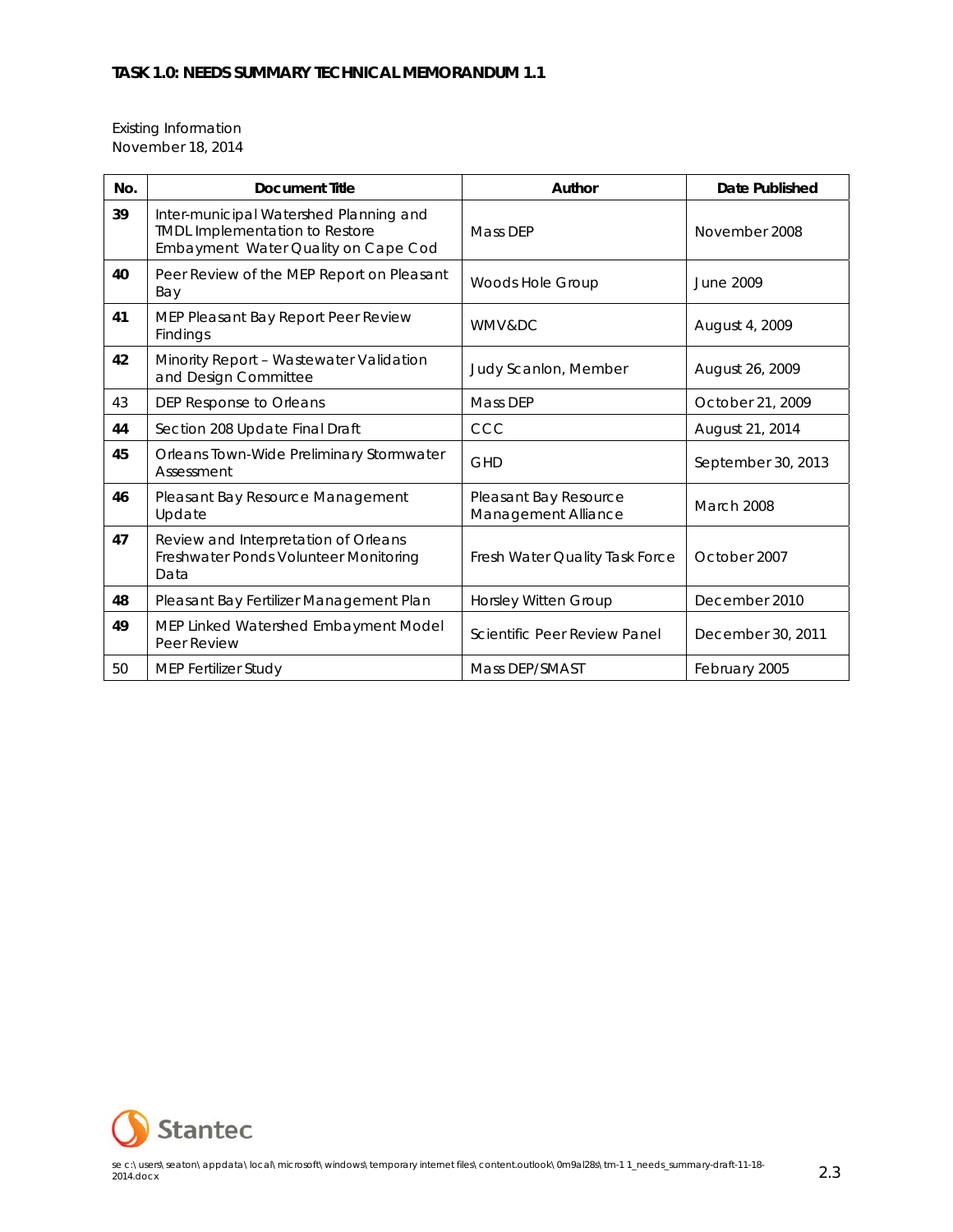Existing Information
November 18, 2014

| No. | Document Title | Author | Date Published |
|---|---|---|---|
| **39** | Inter-municipal Watershed Planning and TMDL Implementation to Restore Embayment Water Quality on Cape Cod | Mass DEP | November 2008 |
| **40** | Peer Review of the MEP Report on Pleasant Bay | Woods Hole Group | June 2009 |
| **41** | MEP Pleasant Bay Report Peer Review Findings | WMV&DC | August 4, 2009 |
| **42** | Minority Report – Wastewater Validation and Design Committee | Judy Scanlon, Member | August 26, 2009 |
| 43 | DEP Response to Orleans | Mass DEP | October 21, 2009 |
| **44** | Section 208 Update Final Draft | CCC | August 21, 2014 |
| **45** | Orleans Town-Wide Preliminary Stormwater Assessment | GHD | September 30, 2013 |
| **46** | Pleasant Bay Resource Management Update | Pleasant Bay Resource Management Alliance | March 2008 |
| **47** | Review and Interpretation of Orleans Freshwater Ponds Volunteer Monitoring Data | Fresh Water Quality Task Force | October 2007 |
| **48** | Pleasant Bay Fertilizer Management Plan | Horsley Witten Group | December 2010 |
| **49** | MEP Linked Watershed Embayment Model Peer Review | Scientific Peer Review Panel | December 30, 2011 |
| 50 | MEP Fertilizer Study | Mass DEP/SMAST | February 2005 |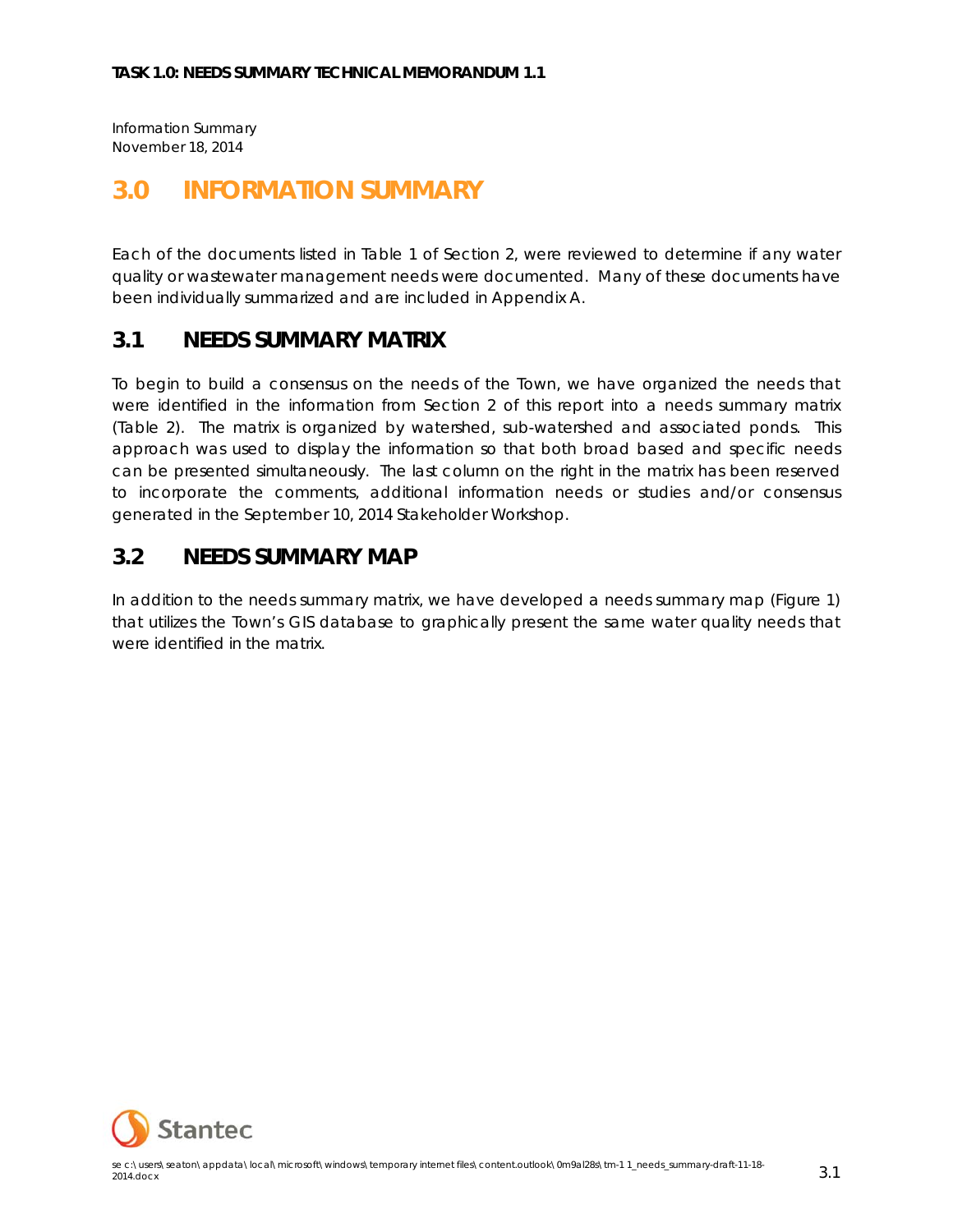# 3.0 INFORMATION SUMMARY

Each of the documents listed in Table 1 of Section 2, were reviewed to determine if any water quality or wastewater management needs were documented. Many of these documents have been individually summarized and are included in Appendix A.

## 3.1 NEEDS SUMMARY MATRIX

To begin to build a consensus on the needs of the Town, we have organized the needs that were identified in the information from Section 2 of this report into a needs summary matrix (Table 2). The matrix is organized by watershed, sub-watershed and associated ponds. This approach was used to display the information so that both broad based and specific needs can be presented simultaneously. The last column on the right in the matrix has been reserved to incorporate the comments, additional information needs or studies and/or consensus generated in the September 10, 2014 Stakeholder Workshop.

## 3.2 NEEDS SUMMARY MAP

In addition to the needs summary matrix, we have developed a needs summary map (Figure 1) that utilizes the Town's GIS database to graphically present the same water quality needs that were identified in the matrix.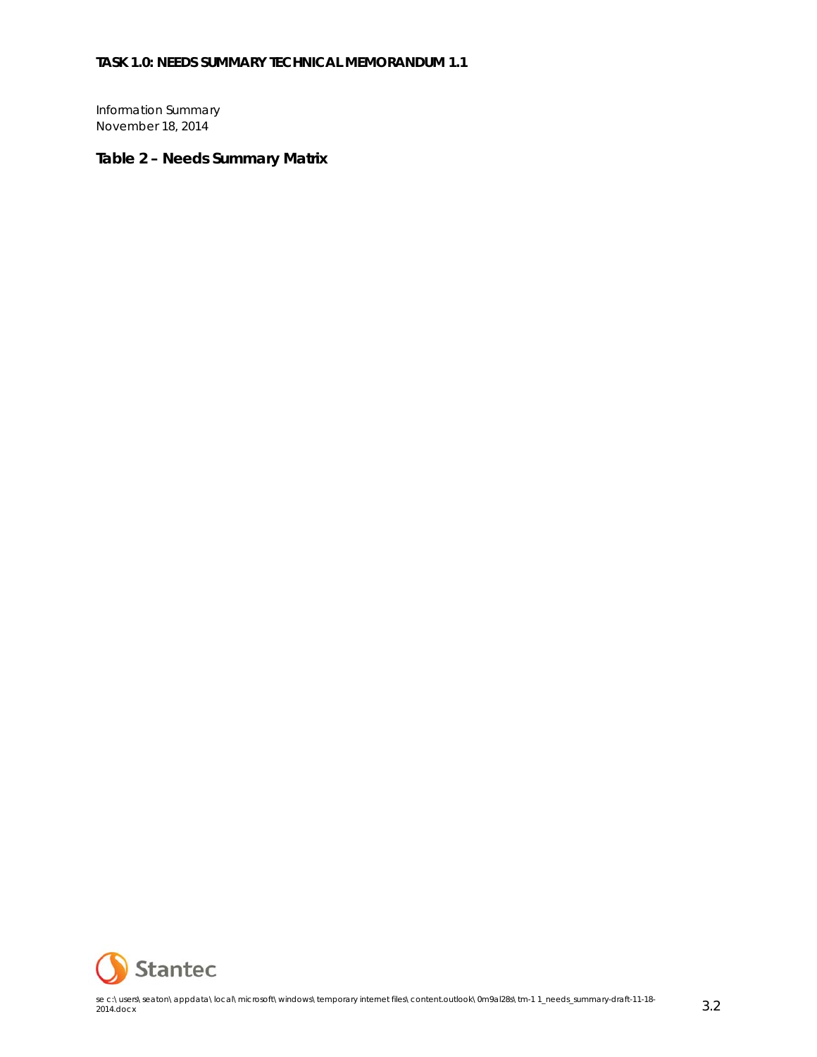## Table 2 – Needs Summary Matrix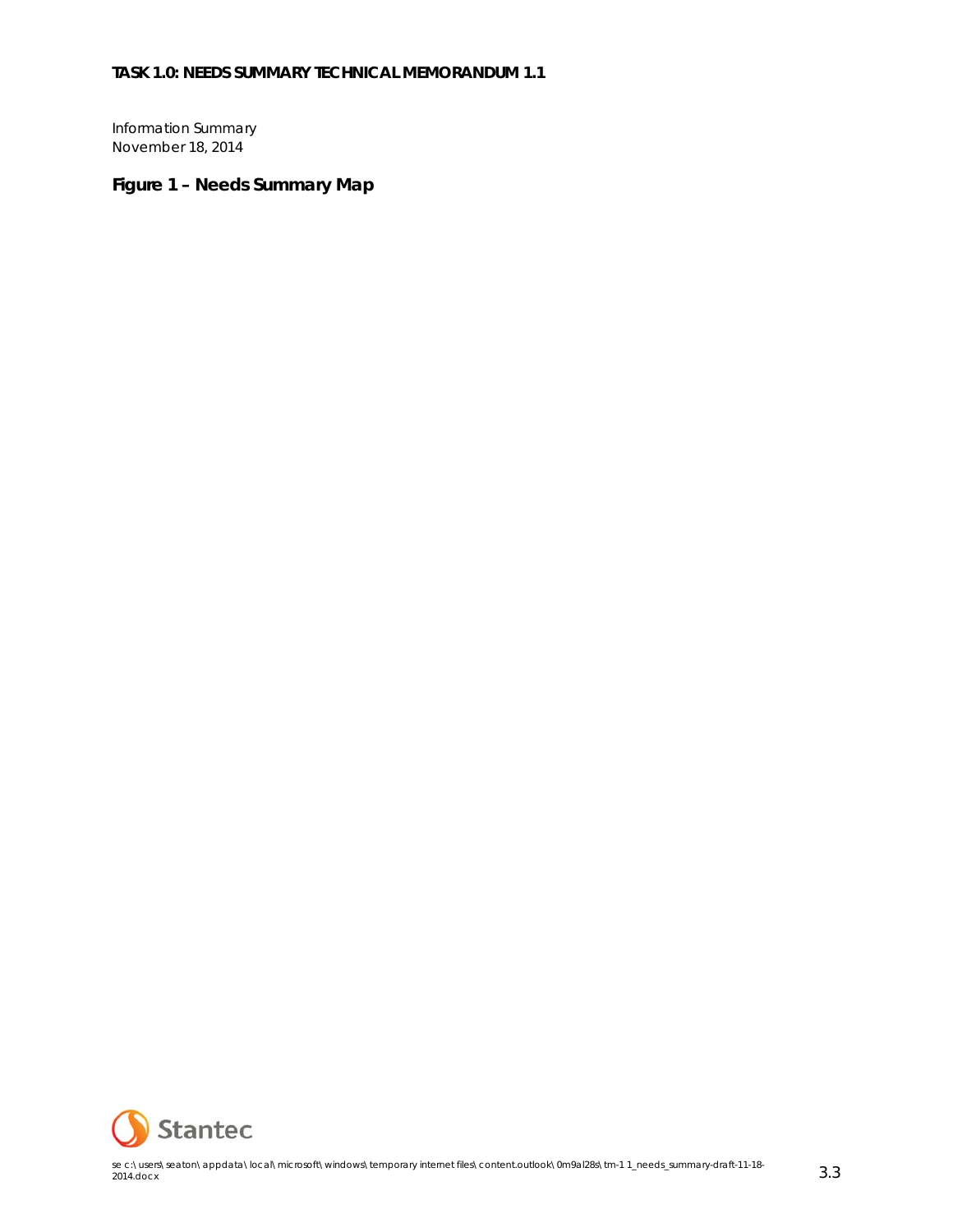Information Summary
November 18, 2014

## Figure 1 – Needs Summary Map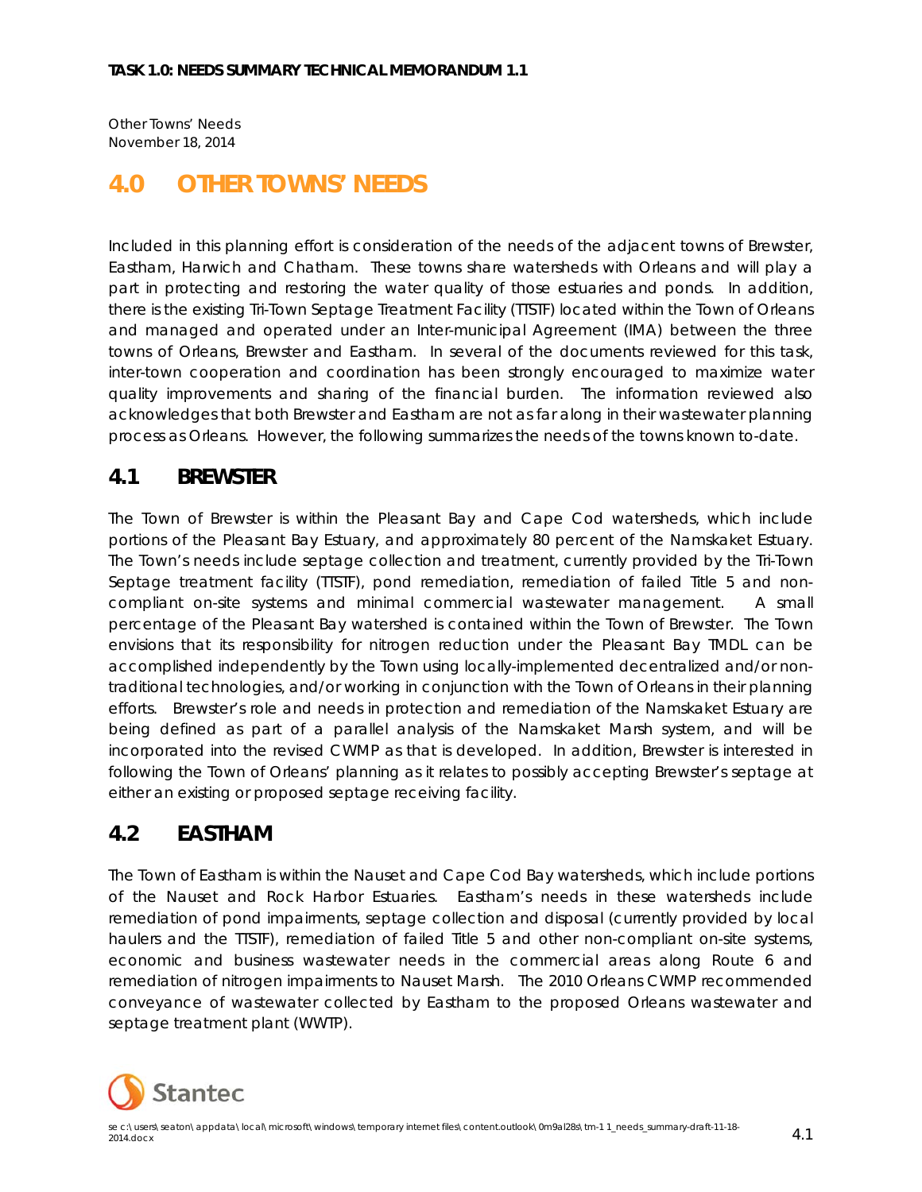# 4.0 OTHER TOWNS' NEEDS

Included in this planning effort is consideration of the needs of the adjacent towns of Brewster, Eastham, Harwich and Chatham. These towns share watersheds with Orleans and will play a part in protecting and restoring the water quality of those estuaries and ponds. In addition, there is the existing Tri-Town Septage Treatment Facility (TTSTF) located within the Town of Orleans and managed and operated under an Inter-municipal Agreement (IMA) between the three towns of Orleans, Brewster and Eastham. In several of the documents reviewed for this task, inter-town cooperation and coordination has been strongly encouraged to maximize water quality improvements and sharing of the financial burden. The information reviewed also acknowledges that both Brewster and Eastham are not as far along in their wastewater planning process as Orleans. However, the following summarizes the needs of the towns known to-date.

## 4.1 BREWSTER

The Town of Brewster is within the Pleasant Bay and Cape Cod watersheds, which include portions of the Pleasant Bay Estuary, and approximately 80 percent of the Namskaket Estuary. The Town's needs include septage collection and treatment, currently provided by the Tri-Town Septage treatment facility (TTSTF), pond remediation, remediation of failed Title 5 and non-compliant on-site systems and minimal commercial wastewater management. A small percentage of the Pleasant Bay watershed is contained within the Town of Brewster. The Town envisions that its responsibility for nitrogen reduction under the Pleasant Bay TMDL can be accomplished independently by the Town using locally-implemented decentralized and/or non-traditional technologies, and/or working in conjunction with the Town of Orleans in their planning efforts. Brewster's role and needs in protection and remediation of the Namskaket Estuary are being defined as part of a parallel analysis of the Namskaket Marsh system, and will be incorporated into the revised CWMP as that is developed. In addition, Brewster is interested in following the Town of Orleans' planning as it relates to possibly accepting Brewster's septage at either an existing or proposed septage receiving facility.

## 4.2 EASTHAM

The Town of Eastham is within the Nauset and Cape Cod Bay watersheds, which include portions of the Nauset and Rock Harbor Estuaries. Eastham's needs in these watersheds include remediation of pond impairments, septage collection and disposal (currently provided by local haulers and the TTSTF), remediation of failed Title 5 and other non-compliant on-site systems, economic and business wastewater needs in the commercial areas along Route 6 and remediation of nitrogen impairments to Nauset Marsh. The 2010 Orleans CWMP recommended conveyance of wastewater collected by Eastham to the proposed Orleans wastewater and septage treatment plant (WWTP).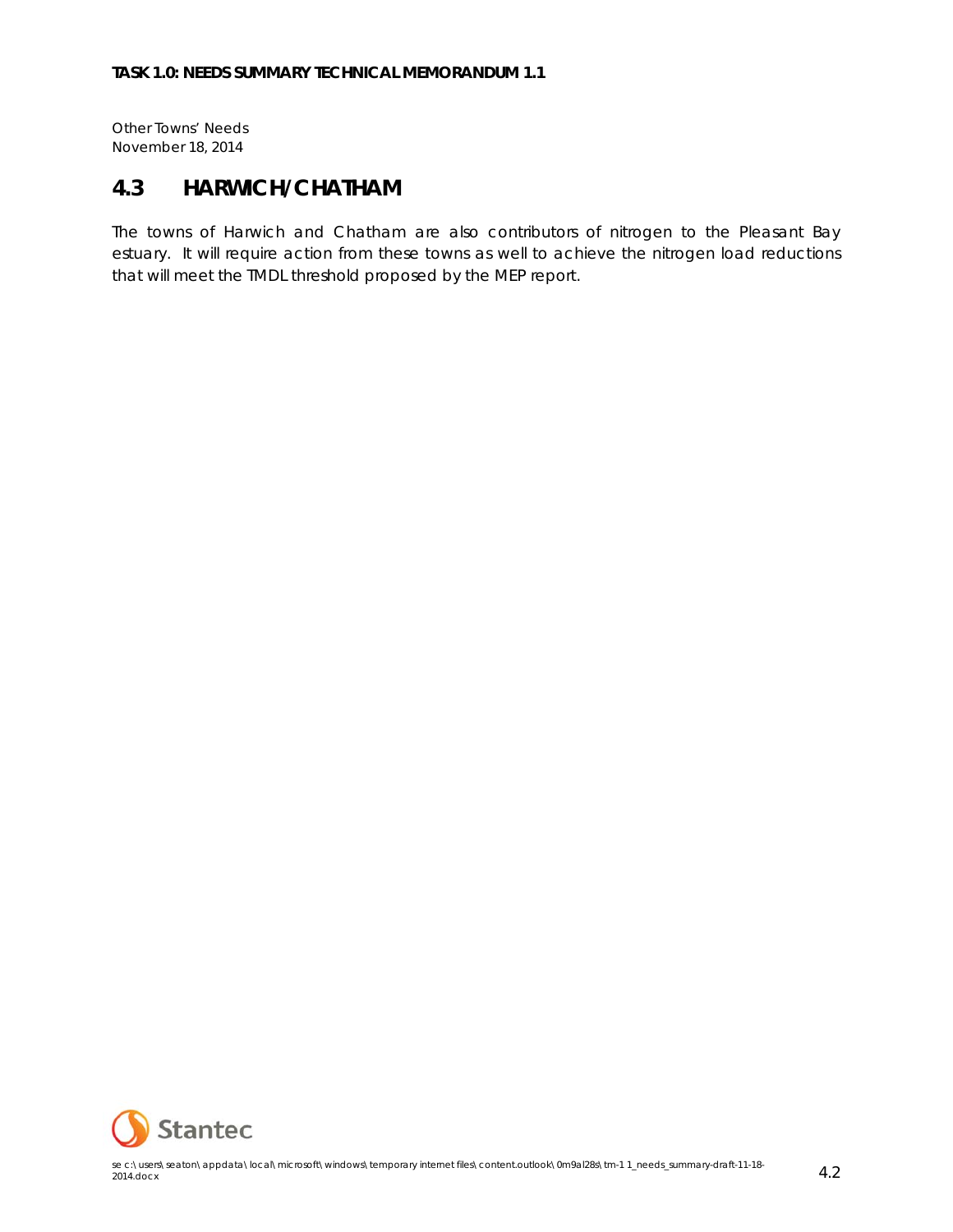## 4.3 HARWICH/CHATHAM

The towns of Harwich and Chatham are also contributors of nitrogen to the Pleasant Bay estuary. It will require action from these towns as well to achieve the nitrogen load reductions that will meet the TMDL threshold proposed by the MEP report.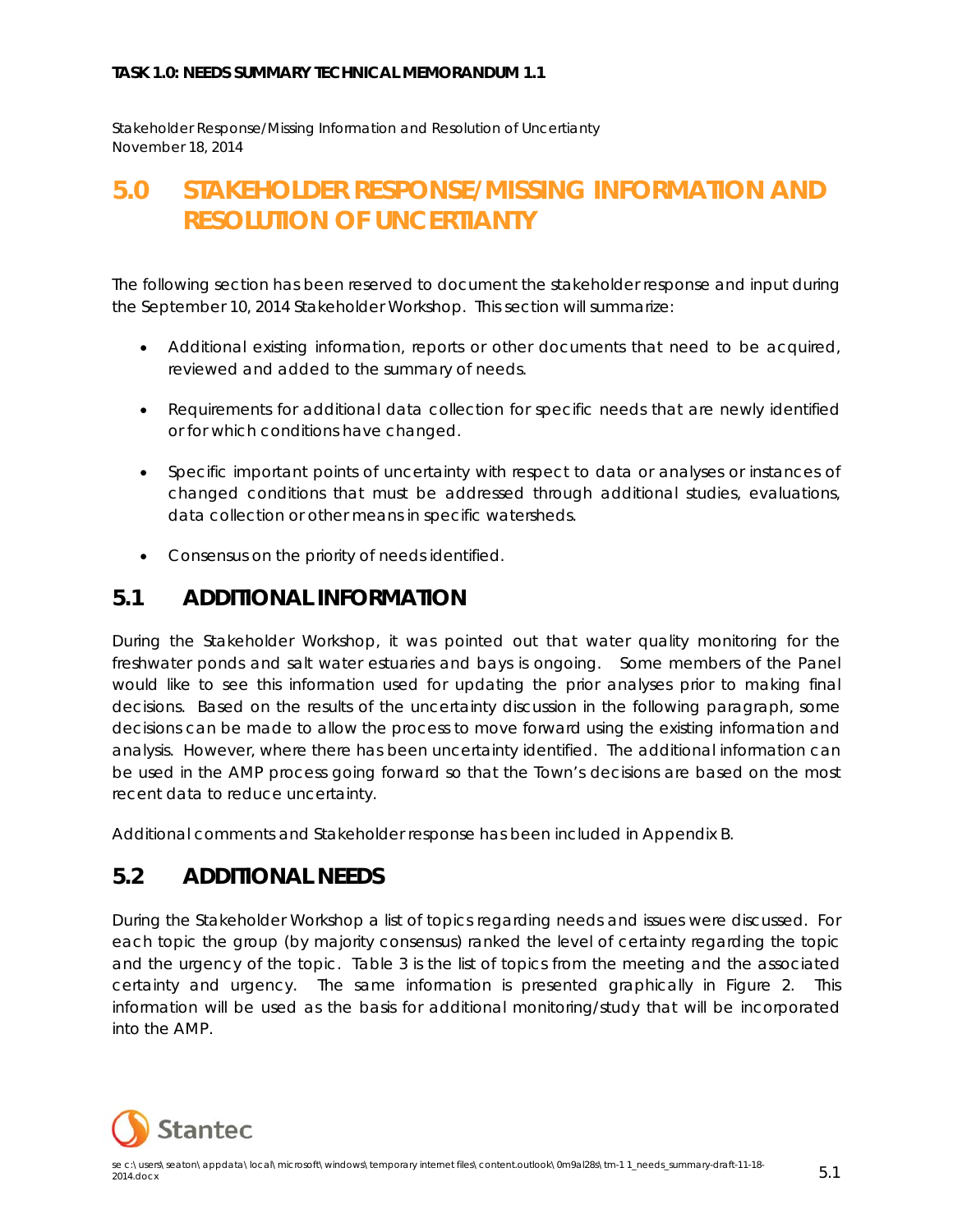# 5.0 STAKEHOLDER RESPONSE/MISSING INFORMATION AND RESOLUTION OF UNCERTIANTY

The following section has been reserved to document the stakeholder response and input during the September 10, 2014 Stakeholder Workshop. This section will summarize:

- Additional existing information, reports or other documents that need to be acquired, reviewed and added to the summary of needs.
- Requirements for additional data collection for specific needs that are newly identified or for which conditions have changed.
- Specific important points of uncertainty with respect to data or analyses or instances of changed conditions that must be addressed through additional studies, evaluations, data collection or other means in specific watersheds.
- Consensus on the priority of needs identified.

## 5.1 ADDITIONAL INFORMATION

During the Stakeholder Workshop, it was pointed out that water quality monitoring for the freshwater ponds and salt water estuaries and bays is ongoing. Some members of the Panel would like to see this information used for updating the prior analyses prior to making final decisions. Based on the results of the uncertainty discussion in the following paragraph, some decisions can be made to allow the process to move forward using the existing information and analysis. However, where there has been uncertainty identified. The additional information can be used in the AMP process going forward so that the Town's decisions are based on the most recent data to reduce uncertainty.

Additional comments and Stakeholder response has been included in Appendix B.

## 5.2 ADDITIONAL NEEDS

During the Stakeholder Workshop a list of topics regarding needs and issues were discussed. For each topic the group (by majority consensus) ranked the level of certainty regarding the topic and the urgency of the topic. Table 3 is the list of topics from the meeting and the associated certainty and urgency. The same information is presented graphically in Figure 2. This information will be used as the basis for additional monitoring/study that will be incorporated into the AMP.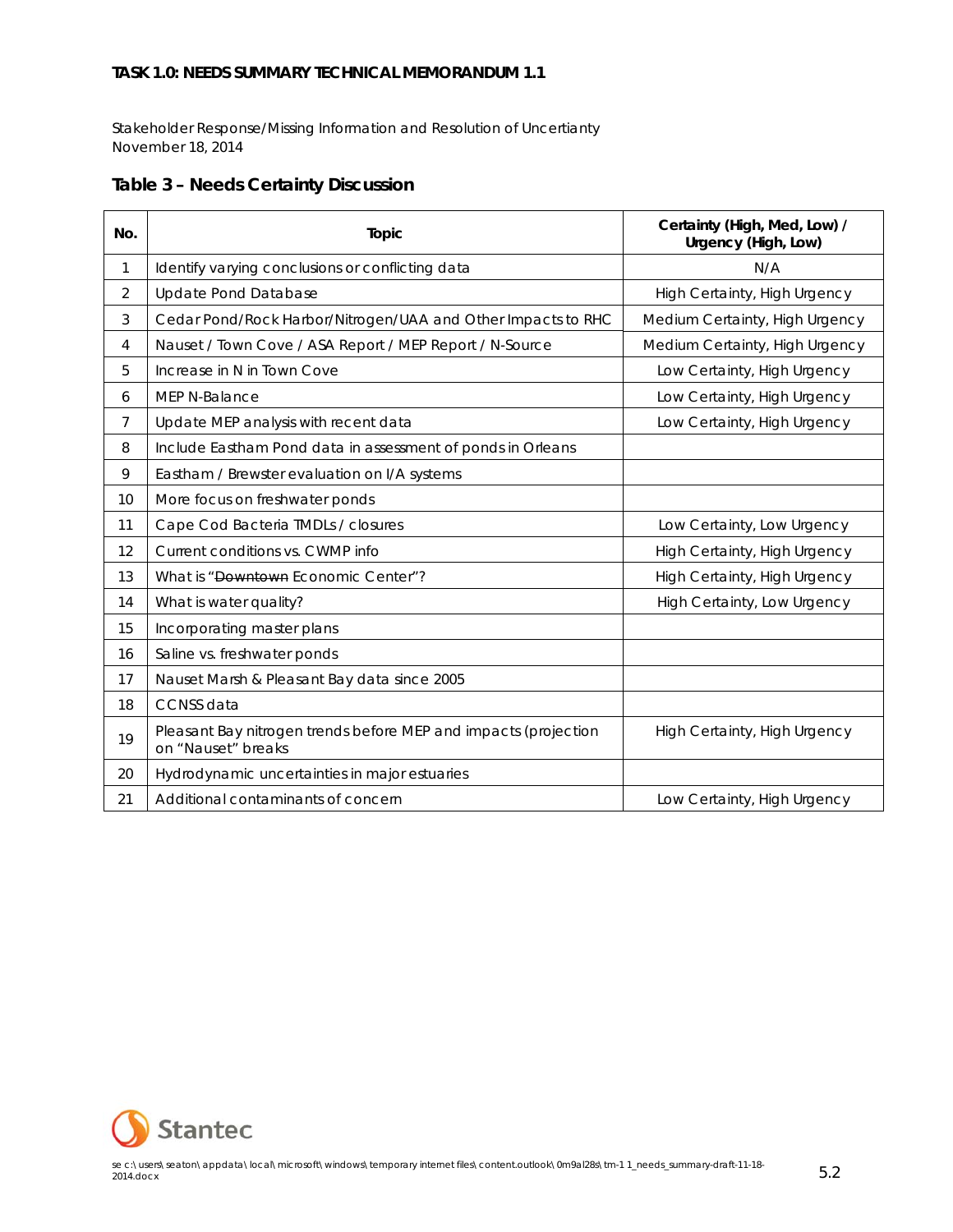**TASK 1.0: NEEDS SUMMARY TECHNICAL MEMORANDUM 1.1**

Stakeholder Response/Missing Information and Resolution of Uncertianty
November 18, 2014

## Table 3 – Needs Certainty Discussion

| No. | Topic | Certainty (High, Med, Low) / Urgency (High, Low) |
|---|---|---|
| 1 | Identify varying conclusions or conflicting data | N/A |
| 2 | Update Pond Database | High Certainty, High Urgency |
| 3 | Cedar Pond/Rock Harbor/Nitrogen/UAA and Other Impacts to RHC | Medium Certainty, High Urgency |
| 4 | Nauset / Town Cove / ASA Report / MEP Report / N-Source | Medium Certainty, High Urgency |
| 5 | Increase in N in Town Cove | Low Certainty, High Urgency |
| 6 | MEP N-Balance | Low Certainty, High Urgency |
| 7 | Update MEP analysis with recent data | Low Certainty, High Urgency |
| 8 | Include Eastham Pond data in assessment of ponds in Orleans | |
| 9 | Eastham / Brewster evaluation on I/A systems | |
| 10 | More focus on freshwater ponds | |
| 11 | Cape Cod Bacteria TMDLs / closures | Low Certainty, Low Urgency |
| 12 | Current conditions vs. CWMP info | High Certainty, High Urgency |
| 13 | What is "~~Downtown~~ Economic Center"? | High Certainty, High Urgency |
| 14 | What is water quality? | High Certainty, Low Urgency |
| 15 | Incorporating master plans | |
| 16 | Saline vs. freshwater ponds | |
| 17 | Nauset Marsh & Pleasant Bay data since 2005 | |
| 18 | CCNSS data | |
| 19 | Pleasant Bay nitrogen trends before MEP and impacts (projection on "Nauset" breaks | High Certainty, High Urgency |
| 20 | Hydrodynamic uncertainties in major estuaries | |
| 21 | Additional contaminants of concern | Low Certainty, High Urgency |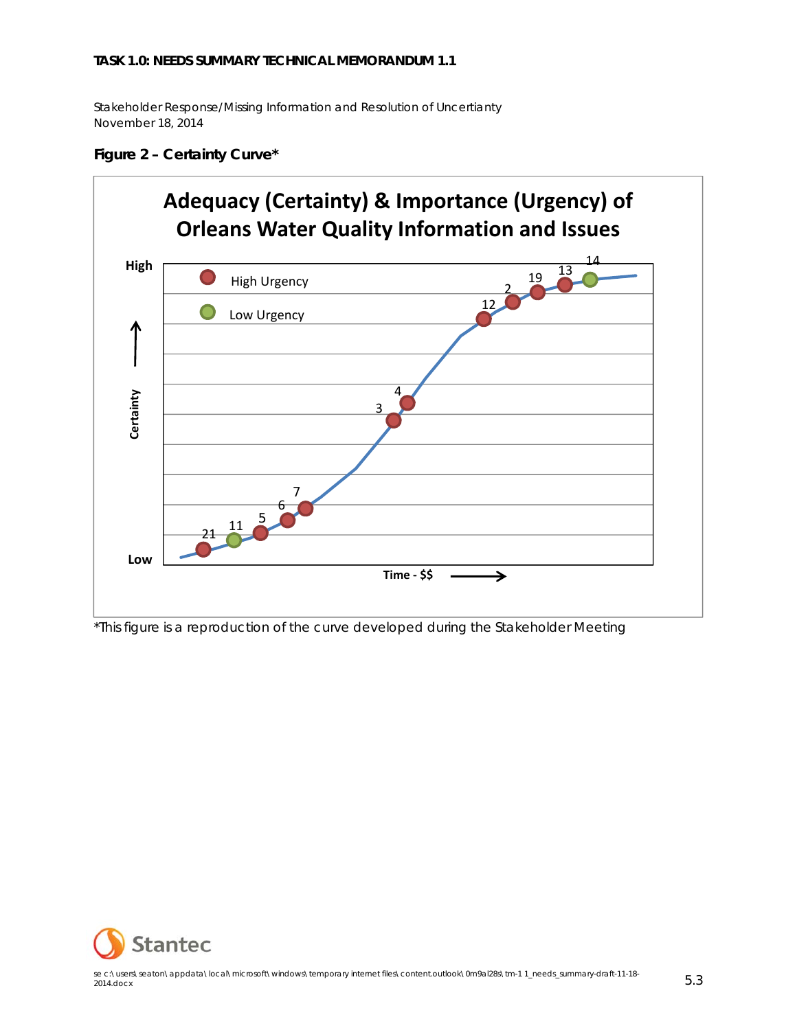Stakeholder Response/Missing Information and Resolution of Uncertianty
November 18, 2014

**Figure 2 – Certainty Curve***

**Adequacy (Certainty) & Importance (Urgency) of Orleans Water Quality Information and Issues**

High Urgency

Low Urgency

High

Low

Certainty

Time - $$

21 11 5 6 7 3 4 12 2 19 13 14

*This figure is a reproduction of the curve developed during the Stakeholder Meeting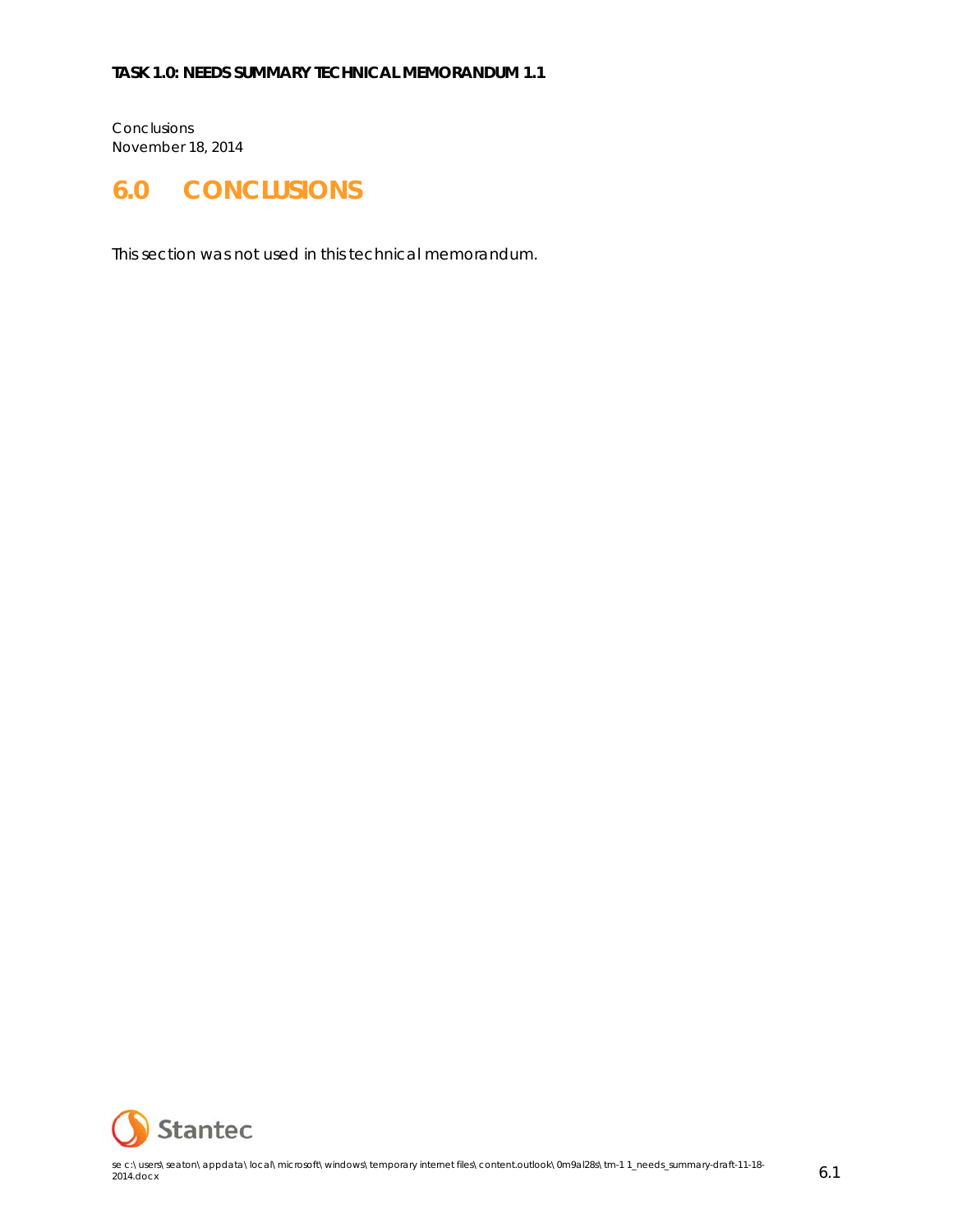# 6.0 CONCLUSIONS

This section was not used in this technical memorandum.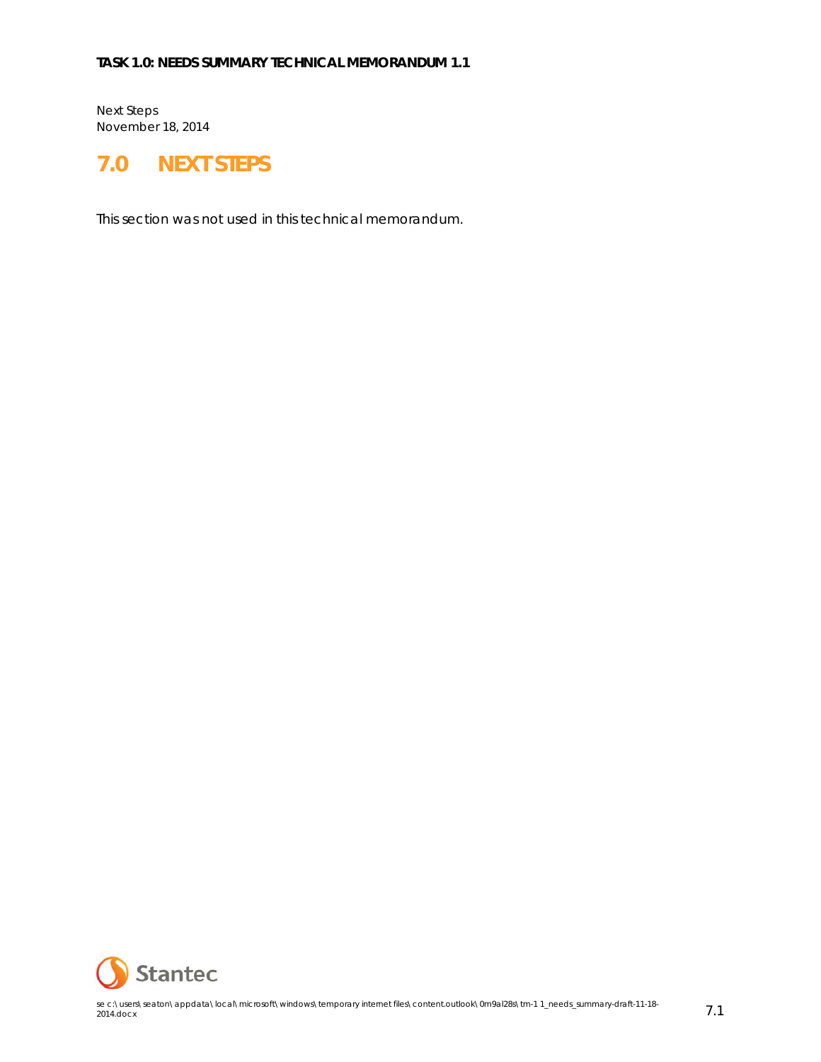# 7.0 NEXT STEPS

This section was not used in this technical memorandum.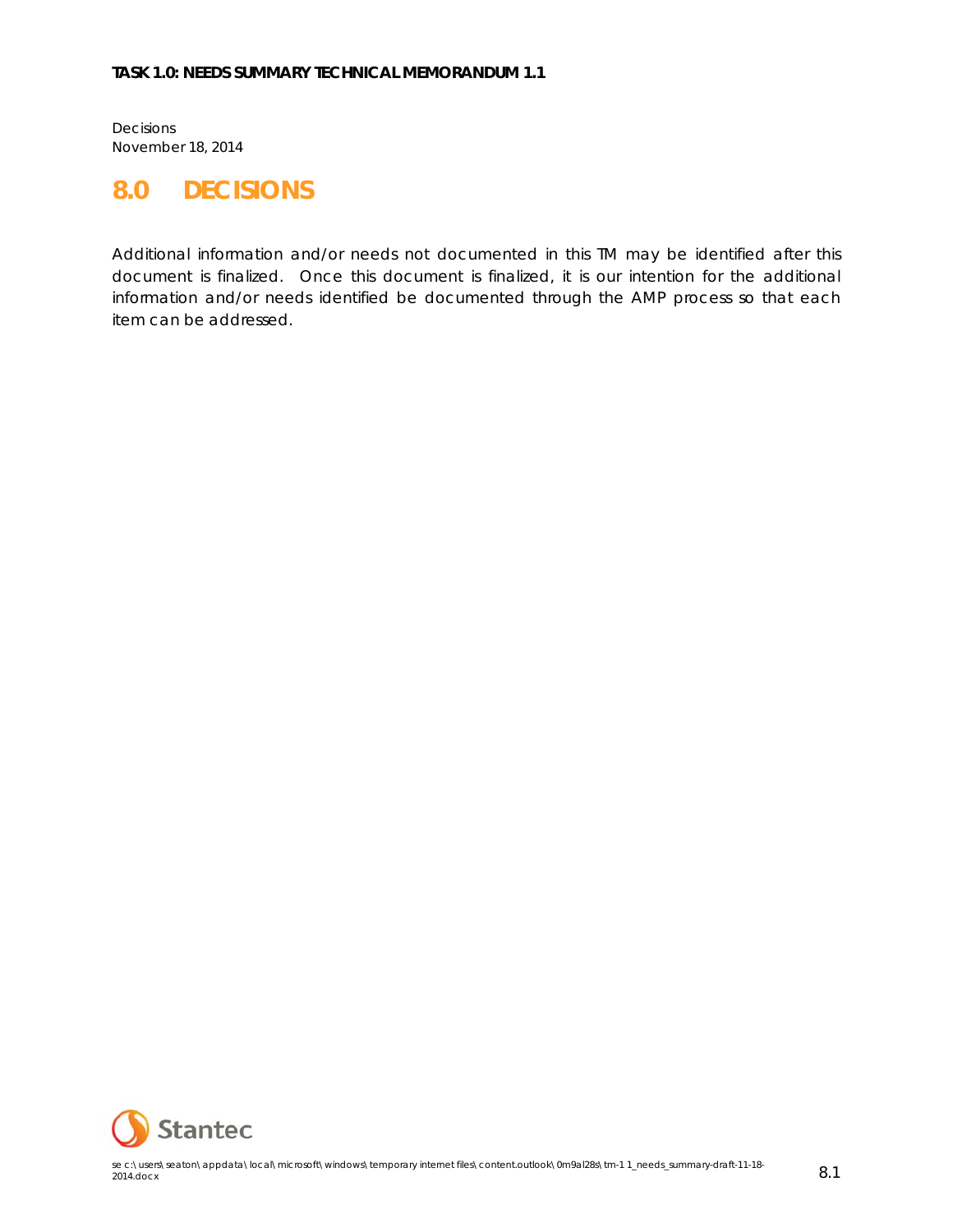# 8.0 DECISIONS

Additional information and/or needs not documented in this TM may be identified after this document is finalized. Once this document is finalized, it is our intention for the additional information and/or needs identified be documented through the AMP process so that each item can be addressed.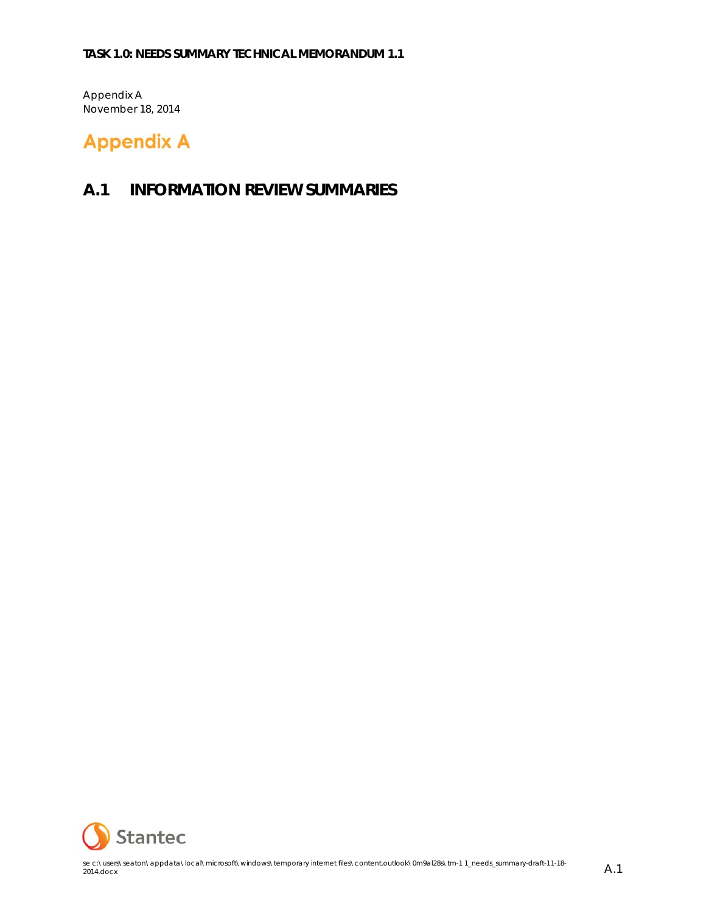# Appendix A

## A.1 INFORMATION REVIEW SUMMARIES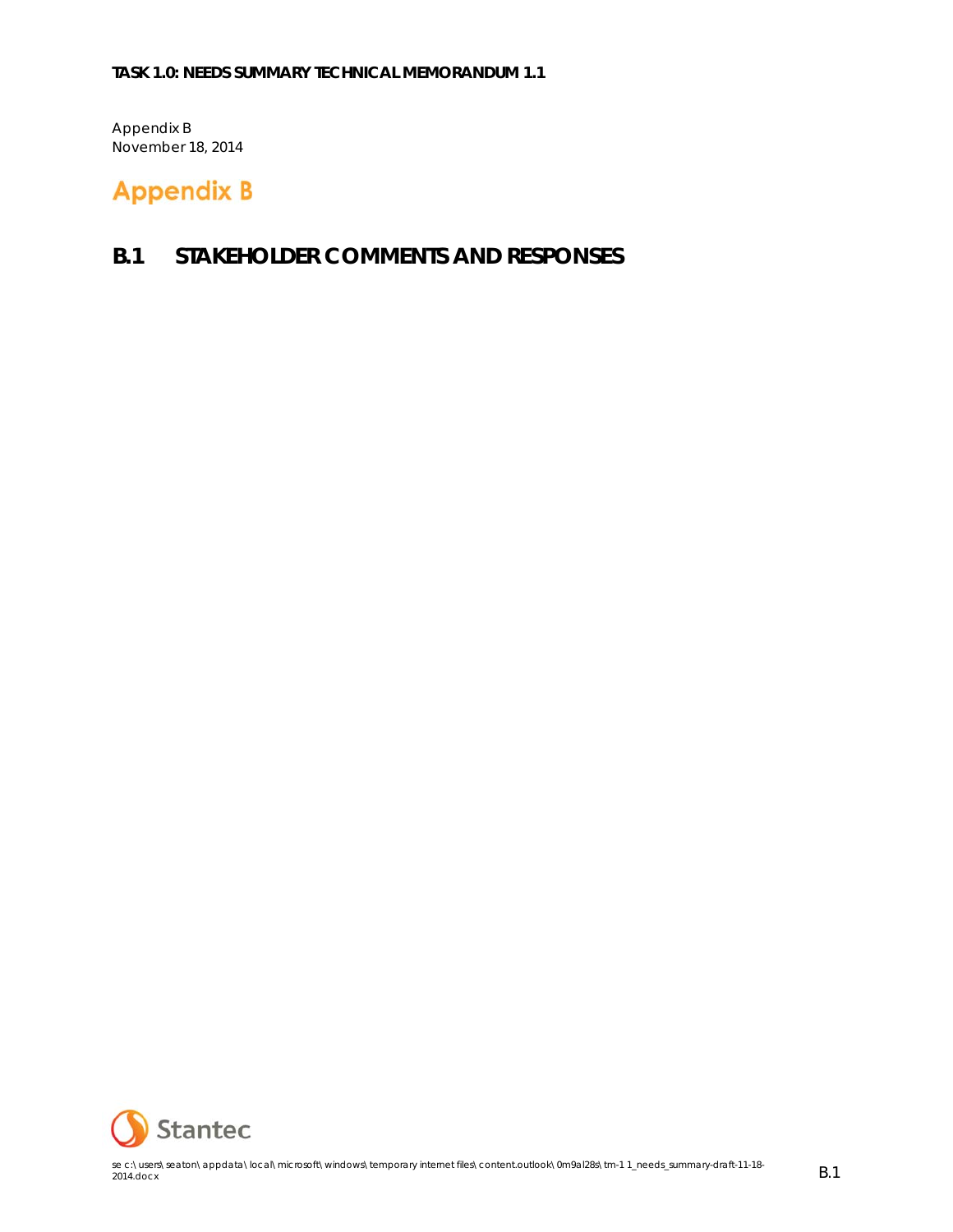Appendix B
November 18, 2014

# Appendix B

## B.1 STAKEHOLDER COMMENTS AND RESPONSES